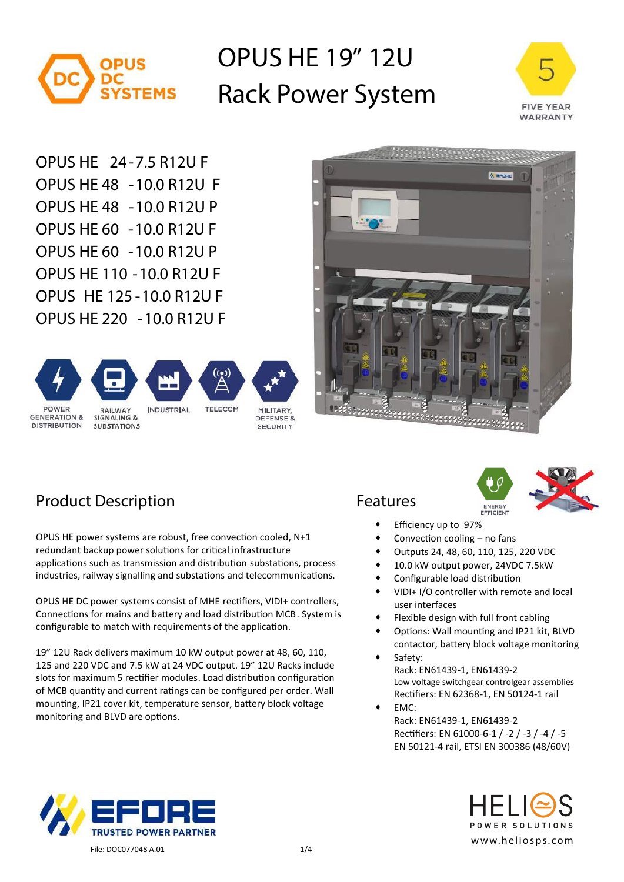# OPUS HE 19" 12U Rack Power System

OPUS DC SYSTEMS

5 FIVE YEAR WARRANTY

OPUS HE 24-7.5 R12U F
OPUS HE 48 -10.0 R12U F
OPUS HE 48 -10.0 R12U P
OPUS HE 60 -10.0 R12U F
OPUS HE 60 -10.0 R12U P
OPUS HE 110 -10.0 R12U F
OPUS HE 125-10.0 R12U F
OPUS HE 220 -10.0 R12U F

POWER GENERATION & DISTRIBUTION | RAILWAY SIGNALING & SUBSTATIONS | INDUSTRIAL | TELECOM | MILITARY, DEFENSE & SECURITY

## Product Description

OPUS HE power systems are robust, free convection cooled, N+1 redundant backup power solutions for critical infrastructure applications such as transmission and distribution substations, process industries, railway signalling and substations and telecommunications.

OPUS HE DC power systems consist of MHE rectifiers, VIDI+ controllers, Connections for mains and battery and load distribution MCB. System is configurable to match with requirements of the application.

19" 12U Rack delivers maximum 10 kW output power at 48, 60, 110, 125 and 220 VDC and 7.5 kW at 24 VDC output. 19" 12U Racks include slots for maximum 5 rectifier modules. Load distribution configuration of MCB quantity and current ratings can be configured per order. Wall mounting, IP21 cover kit, temperature sensor, battery block voltage monitoring and BLVD are options.

## Features

ENERGY EFFICIENT

- Efficiency up to 97%
- Convection cooling – no fans
- Outputs 24, 48, 60, 110, 125, 220 VDC
- 10.0 kW output power, 24VDC 7.5kW
- Configurable load distribution
- VIDI+ I/O controller with remote and local user interfaces
- Flexible design with full front cabling
- Options: Wall mounting and IP21 kit, BLVD contactor, battery block voltage monitoring
- Safety:
  Rack: EN61439-1, EN61439-2
  Low voltage switchgear controlgear assemblies
  Rectifiers: EN 62368-1, EN 50124-1 rail
- EMC:
  Rack: EN61439-1, EN61439-2
  Rectifiers: EN 61000-6-1 / -2 / -3 / -4 / -5
  EN 50121-4 rail, ETSI EN 300386 (48/60V)

EFORE TRUSTED POWER PARTNER

File: DOC077048 A.01

HELIOS POWER SOLUTIONS
www.heliosps.com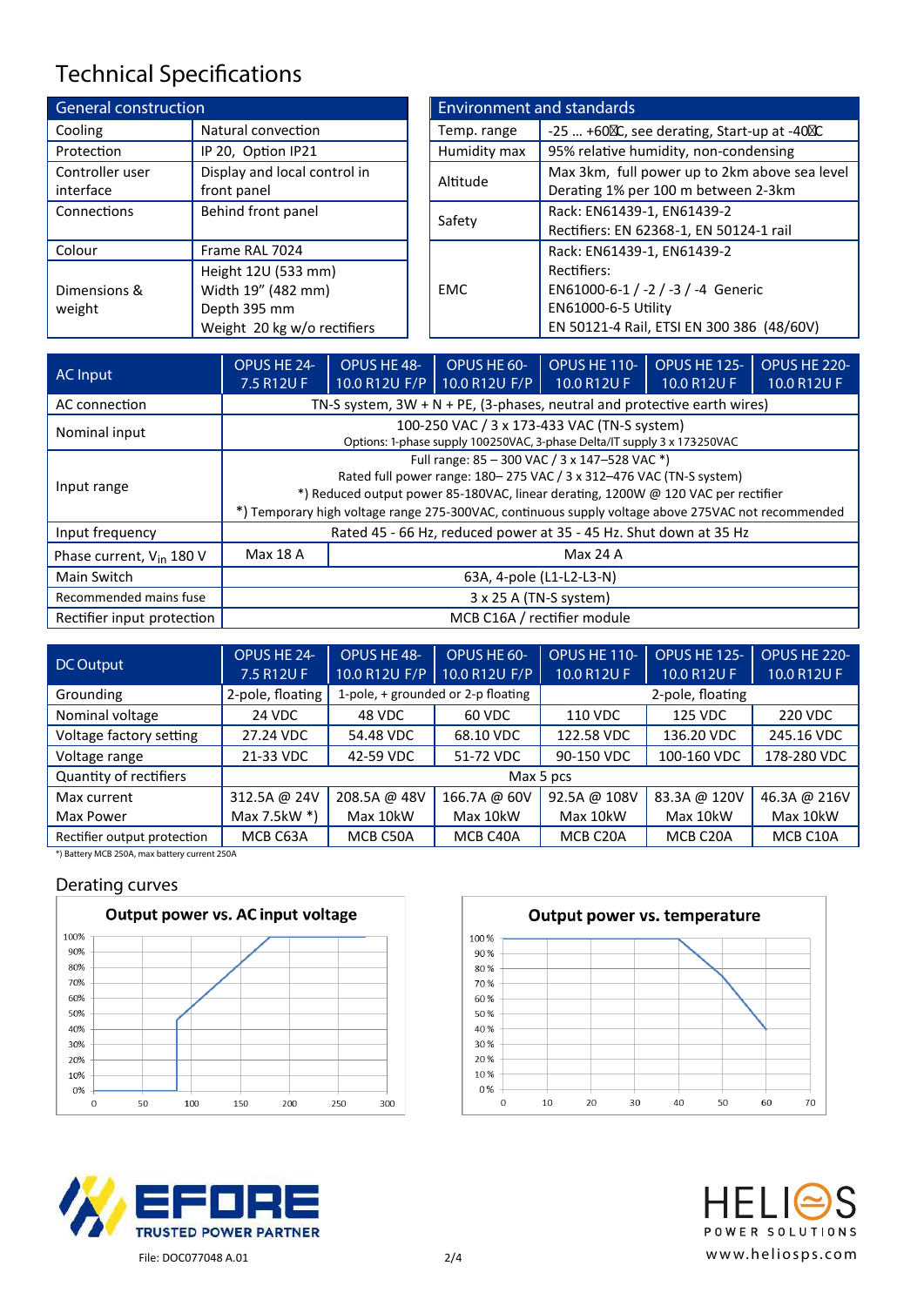# Technical Specifications

| General construction | |
|---|---|
| Cooling | Natural convection |
| Protection | IP 20, Option IP21 |
| Controller user interface | Display and local control in front panel |
| Connections | Behind front panel |
| Colour | Frame RAL 7024 |
| Dimensions & weight | Height 12U (533 mm)<br>Width 19" (482 mm)<br>Depth 395 mm<br>Weight 20 kg w/o rectifiers |

| Environment and standards | |
|---|---|
| Temp. range | -25 … +60°C, see derating, Start-up at -40°C |
| Humidity max | 95% relative humidity, non-condensing |
| Altitude | Max 3km, full power up to 2km above sea level<br>Derating 1% per 100 m between 2-3km |
| Safety | Rack: EN61439-1, EN61439-2<br>Rectifiers: EN 62368-1, EN 50124-1 rail |
| EMC | Rack: EN61439-1, EN61439-2<br>Rectifiers:<br>EN61000-6-1 / -2 / -3 / -4 Generic<br>EN61000-6-5 Utility<br>EN 50121-4 Rail, ETSI EN 300 386 (48/60V) |

| AC Input | OPUS HE 24-7.5 R12U F | OPUS HE 48-10.0 R12U F/P | OPUS HE 60-10.0 R12U F/P | OPUS HE 110-10.0 R12U F | OPUS HE 125-10.0 R12U F | OPUS HE 220-10.0 R12U F |
|---|---|---|---|---|---|---|
| AC connection | TN-S system, 3W + N + PE, (3-phases, neutral and protective earth wires) | | | | | |
| Nominal input | 100-250 VAC / 3 x 173-433 VAC (TN-S system)<br>Options: 1-phase supply 100250VAC, 3-phase Delta/IT supply 3 x 173250VAC | | | | | |
| Input range | Full range: 85 – 300 VAC / 3 x 147–528 VAC *)<br>Rated full power range: 180– 275 VAC / 3 x 312–476 VAC (TN-S system)<br>*) Reduced output power 85-180VAC, linear derating, 1200W @ 120 VAC per rectifier<br>*) Temporary high voltage range 275-300VAC, continuous supply voltage above 275VAC not recommended | | | | | |
| Input frequency | Rated 45 - 66 Hz, reduced power at 35 - 45 Hz. Shut down at 35 Hz | | | | | |
| Phase current, $V_{in}$ 180 V | Max 18 A | Max 24 A | | | | |
| Main Switch | 63A, 4-pole (L1-L2-L3-N) | | | | | |
| Recommended mains fuse | 3 x 25 A (TN-S system) | | | | | |
| Rectifier input protection | MCB C16A / rectifier module | | | | | |

| DC Output | OPUS HE 24-7.5 R12U F | OPUS HE 48-10.0 R12U F/P | OPUS HE 60-10.0 R12U F/P | OPUS HE 110-10.0 R12U F | OPUS HE 125-10.0 R12U F | OPUS HE 220-10.0 R12U F |
|---|---|---|---|---|---|---|
| Grounding | 2-pole, floating | 1-pole, + grounded or 2-p floating | | 2-pole, floating | | |
| Nominal voltage | 24 VDC | 48 VDC | 60 VDC | 110 VDC | 125 VDC | 220 VDC |
| Voltage factory setting | 27.24 VDC | 54.48 VDC | 68.10 VDC | 122.58 VDC | 136.20 VDC | 245.16 VDC |
| Voltage range | 21-33 VDC | 42-59 VDC | 51-72 VDC | 90-150 VDC | 100-160 VDC | 178-280 VDC |
| Quantity of rectifiers | Max 5 pcs | | | | | |
| Max current<br>Max Power | 312.5A @ 24V<br>Max 7.5kW *) | 208.5A @ 48V<br>Max 10kW | 166.7A @ 60V<br>Max 10kW | 92.5A @ 108V<br>Max 10kW | 83.3A @ 120V<br>Max 10kW | 46.3A @ 216V<br>Max 10kW |
| Rectifier output protection | MCB C63A | MCB C50A | MCB C40A | MCB C20A | MCB C20A | MCB C10A |

*) Battery MCB 250A, max battery current 250A

## Derating curves

**Output power vs. AC input voltage**

**Output power vs. temperature**

File: DOC077048 A.01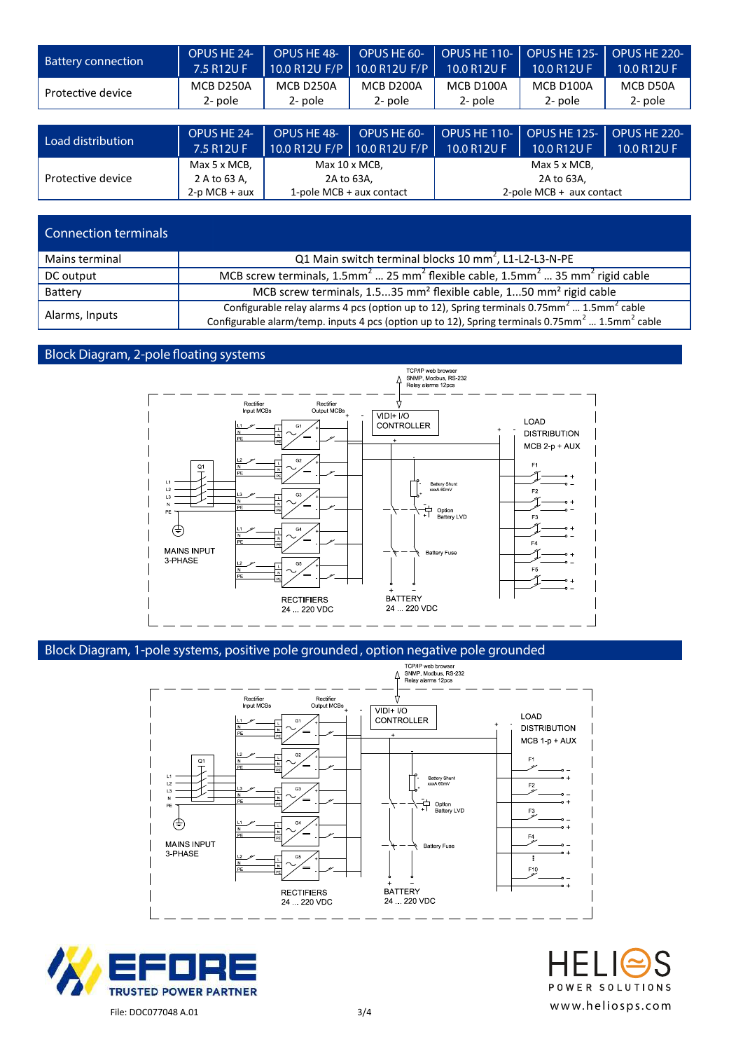| Battery connection | OPUS HE 24-7.5 R12U F | OPUS HE 48-10.0 R12U F/P | OPUS HE 60-10.0 R12U F/P | OPUS HE 110-10.0 R12U F | OPUS HE 125-10.0 R12U F | OPUS HE 220-10.0 R12U F |
|---|---|---|---|---|---|---|
| Protective device | MCB D250A 2- pole | MCB D250A 2- pole | MCB D200A 2- pole | MCB D100A 2- pole | MCB D100A 2- pole | MCB D50A 2- pole |

| Load distribution | OPUS HE 24-7.5 R12U F | OPUS HE 48-10.0 R12U F/P | OPUS HE 60-10.0 R12U F/P | OPUS HE 110-10.0 R12U F | OPUS HE 125-10.0 R12U F | OPUS HE 220-10.0 R12U F |
|---|---|---|---|---|---|---|
| Protective device | Max 5 x MCB, 2 A to 63 A, 2-p MCB + aux | Max 10 x MCB, 2A to 63A, 1-pole MCB + aux contact | | Max 5 x MCB, 2A to 63A, 2-pole MCB + aux contact | | |

| Connection terminals | |
|---|---|
| Mains terminal | Q1 Main switch terminal blocks 10 mm², L1-L2-L3-N-PE |
| DC output | MCB screw terminals, 1.5mm² … 25 mm² flexible cable, 1.5mm² … 35 mm² rigid cable |
| Battery | MCB screw terminals, 1.5...35 mm² flexible cable, 1...50 mm² rigid cable |
| Alarms, Inputs | Configurable relay alarms 4 pcs (option up to 12), Spring terminals 0.75mm² … 1.5mm² cable<br>Configurable alarm/temp. inputs 4 pcs (option up to 12), Spring terminals 0.75mm² … 1.5mm² cable |

## Block Diagram, 2-pole floating systems

## Block Diagram, 1-pole systems, positive pole grounded, option negative pole grounded

File: DOC077048 A.01

www.heliosps.com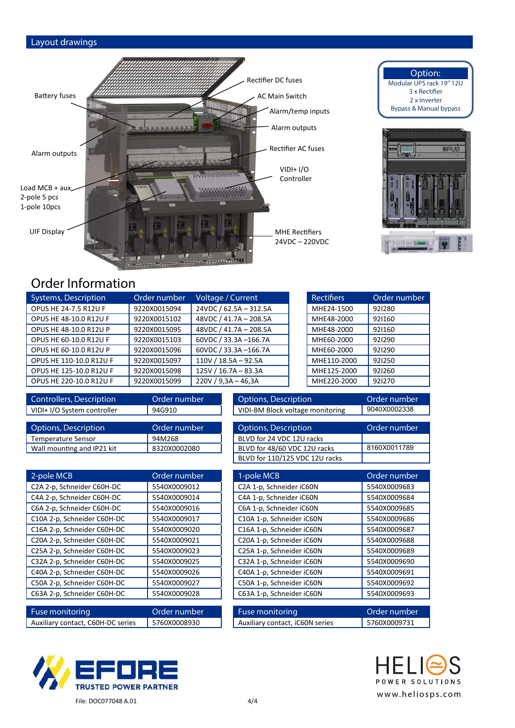## Layout drawings

Battery fuses

Alarm outputs

Load MCB + aux
2-pole 5 pcs
1-pole 10pcs

UIF Display

Rectifier DC fuses

AC Main Switch

Alarm/temp inputs

Alarm outputs

Rectifier AC fuses

VIDI+ I/O
Controller

MHE Rectifiers
24VDC – 220VDC

**Option:**
Modular UPS rack 19" 12U
3 x Rectifier
2 x Inverter
Bypass & Manual bypass

# Order Information

| Systems, Description | Order number | Voltage / Current |
|---|---|---|
| OPUS HE 24-7.5 R12U F | 9220X0015094 | 24VDC / 62.5A – 312.5A |
| OPUS HE 48-10.0 R12U F | 9220X0015102 | 48VDC / 41.7A – 208.5A |
| OPUS HE 48-10.0 R12U P | 9220X0015095 | 48VDC / 41.7A – 208.5A |
| OPUS HE 60-10.0 R12U F | 9220X0015103 | 60VDC / 33.3A –166.7A |
| OPUS HE 60-10.0 R12U P | 9220X0015096 | 60VDC / 33.3A –166.7A |
| OPUS HE 110-10.0 R12U F | 9220X0015097 | 110V / 18.5A – 92.5A |
| OPUS HE 125-10.0 R12U F | 9220X0015098 | 125V / 16.7A – 83.3A |
| OPUS HE 220-10.0 R12U F | 9220X0015099 | 220V / 9,3A – 46,3A |

| Rectifiers | Order number |
|---|---|
| MHE24-1500 | 921280 |
| MHE48-2000 | 921160 |
| MHE48-2000 | 921160 |
| MHE60-2000 | 921290 |
| MHE60-2000 | 921290 |
| MHE110-2000 | 921250 |
| MHE125-2000 | 921260 |
| MHE220-2000 | 921270 |

| Controllers, Description | Order number |
|---|---|
| VIDI+ I/O System controller | 94G910 |

| Options, Description | Order number |
|---|---|
| Temperature Sensor | 94M268 |
| Wall mounting and IP21 kit | 8320X0002080 |

| Options, Description | Order number |
|---|---|
| VIDI-BM Block voltage monitoring | 9040X0002338 |

| Options, Description | Order number |
|---|---|
| BLVD for 24 VDC 12U racks | |
| BLVD for 48/60 VDC 12U racks | 8160X0011789 |
| BLVD for 110/125 VDC 12U racks | |

| 2-pole MCB | Order number |
|---|---|
| C2A 2-p, Schneider C60H-DC | 5540X0009012 |
| C4A 2-p, Schneider C60H-DC | 5540X0009014 |
| C6A 2-p, Schneider C60H-DC | 5540X0009016 |
| C10A 2-p, Schneider C60H-DC | 5540X0009017 |
| C16A 2-p, Schneider C60H-DC | 5540X0009020 |
| C20A 2-p, Schneider C60H-DC | 5540X0009021 |
| C25A 2-p, Schneider C60H-DC | 5540X0009023 |
| C32A 2-p, Schneider C60H-DC | 5540X0009025 |
| C40A 2-p, Schneider C60H-DC | 5540X0009026 |
| C50A 2-p, Schneider C60H-DC | 5540X0009027 |
| C63A 2-p, Schneider C60H-DC | 5540X0009028 |

| 1-pole MCB | Order number |
|---|---|
| C2A 1-p, Schneider iC60N | 5540X0009683 |
| C4A 1-p, Schneider iC60N | 5540X0009684 |
| C6A 1-p, Schneider iC60N | 5540X0009685 |
| C10A 1-p, Schneider iC60N | 5540X0009686 |
| C16A 1-p, Schneider iC60N | 5540X0009687 |
| C20A 1-p, Schneider iC60N | 5540X0009688 |
| C25A 1-p, Schneider iC60N | 5540X0009689 |
| C32A 1-p, Schneider iC60N | 5540X0009690 |
| C40A 1-p, Schneider iC60N | 5540X0009691 |
| C50A 1-p, Schneider iC60N | 5540X0009692 |
| C63A 1-p, Schneider iC60N | 5540X0009693 |

| Fuse monitoring | Order number |
|---|---|
| Auxiliary contact, C60H-DC series | 5760X0008930 |

| Fuse monitoring | Order number |
|---|---|
| Auxiliary contact, iC60N series | 5760X0009731 |

EFORE TRUSTED POWER PARTNER

HELIOS POWER SOLUTIONS
www.heliosps.com

File: DOC077048 A.01